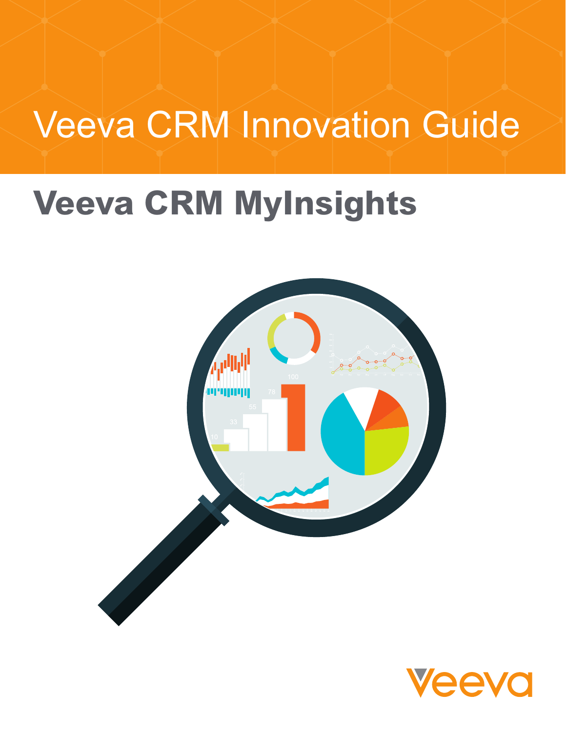# Veeva CRM Innovation Guide

## Veeva CRM MyInsights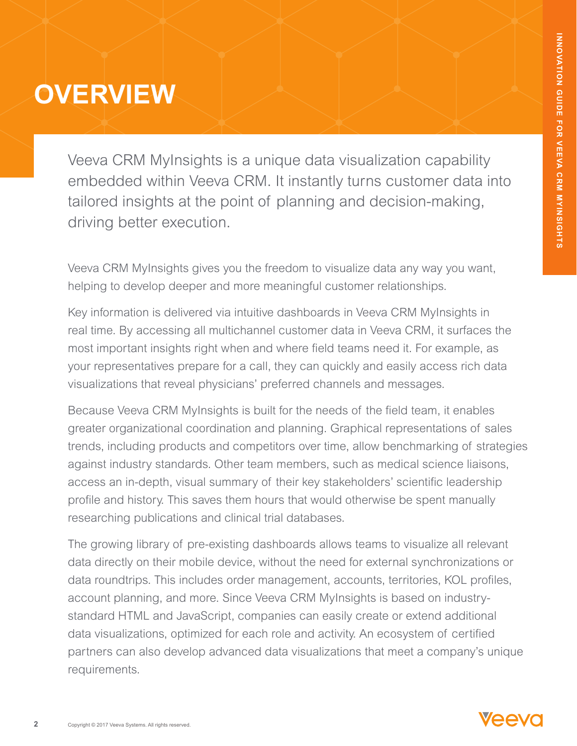# OVERVIEW

Veeva CRM MyInsights is a unique data visualization capability embedded within Veeva CRM. It instantly turns customer data into tailored insights at the point of planning and decision-making, driving better execution.

Veeva CRM MyInsights gives you the freedom to visualize data any way you want, helping to develop deeper and more meaningful customer relationships.

Key information is delivered via intuitive dashboards in Veeva CRM MyInsights in real time. By accessing all multichannel customer data in Veeva CRM, it surfaces the most important insights right when and where field teams need it. For example, as your representatives prepare for a call, they can quickly and easily access rich data visualizations that reveal physicians' preferred channels and messages.

Because Veeva CRM MyInsights is built for the needs of the field team, it enables greater organizational coordination and planning. Graphical representations of sales trends, including products and competitors over time, allow benchmarking of strategies against industry standards. Other team members, such as medical science liaisons, access an in-depth, visual summary of their key stakeholders' scientific leadership profile and history. This saves them hours that would otherwise be spent manually researching publications and clinical trial databases.

The growing library of pre-existing dashboards allows teams to visualize all relevant data directly on their mobile device, without the need for external synchronizations or data roundtrips. This includes order management, accounts, territories, KOL profiles, account planning, and more. Since Veeva CRM MyInsights is based on industry-standard HTML and JavaScript, companies can easily create or extend additional data visualizations, optimized for each role and activity. An ecosystem of certified partners can also develop advanced data visualizations that meet a company's unique requirements.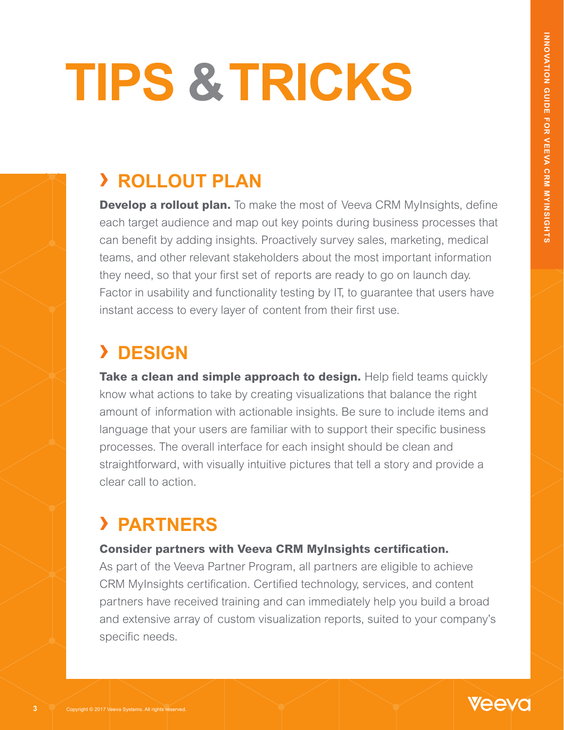# TIPS & TRICKS

## › ROLLOUT PLAN

**Develop a rollout plan.** To make the most of Veeva CRM MyInsights, define each target audience and map out key points during business processes that can benefit by adding insights. Proactively survey sales, marketing, medical teams, and other relevant stakeholders about the most important information they need, so that your first set of reports are ready to go on launch day. Factor in usability and functionality testing by IT, to guarantee that users have instant access to every layer of content from their first use.

## › DESIGN

**Take a clean and simple approach to design.** Help field teams quickly know what actions to take by creating visualizations that balance the right amount of information with actionable insights. Be sure to include items and language that your users are familiar with to support their specific business processes. The overall interface for each insight should be clean and straightforward, with visually intuitive pictures that tell a story and provide a clear call to action.

## › PARTNERS

**Consider partners with Veeva CRM MyInsights certification.**
As part of the Veeva Partner Program, all partners are eligible to achieve CRM MyInsights certification. Certified technology, services, and content partners have received training and can immediately help you build a broad and extensive array of custom visualization reports, suited to your company's specific needs.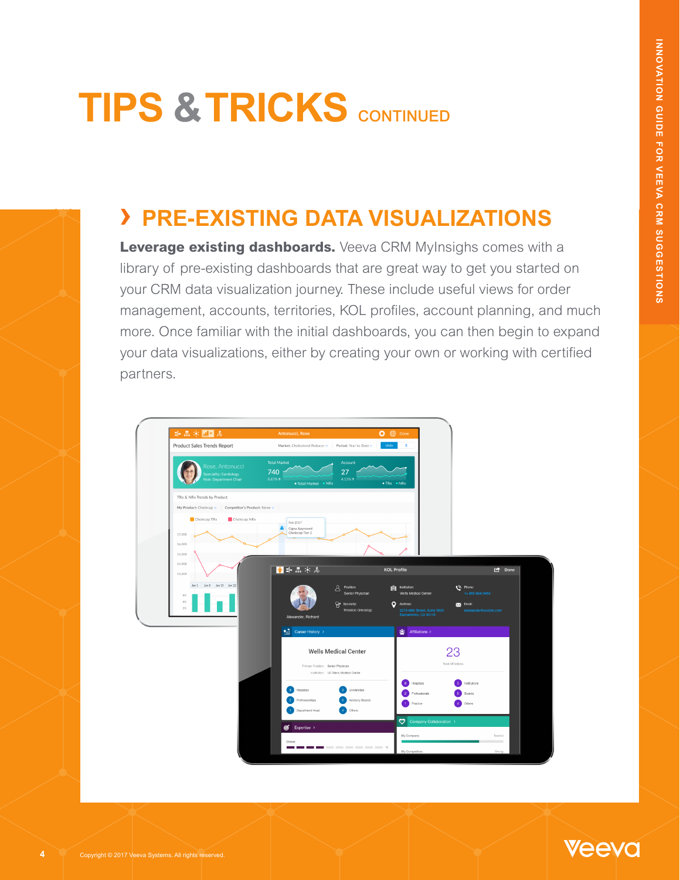# TIPS & TRICKS CONTINUED

## › PRE-EXISTING DATA VISUALIZATIONS

**Leverage existing dashboards.** Veeva CRM MyInsighs comes with a library of pre-existing dashboards that are great way to get you started on your CRM data visualization journey. These include useful views for order management, accounts, territories, KOL profiles, account planning, and much more. Once familiar with the initial dashboards, you can then begin to expand your data visualizations, either by creating your own or working with certified partners.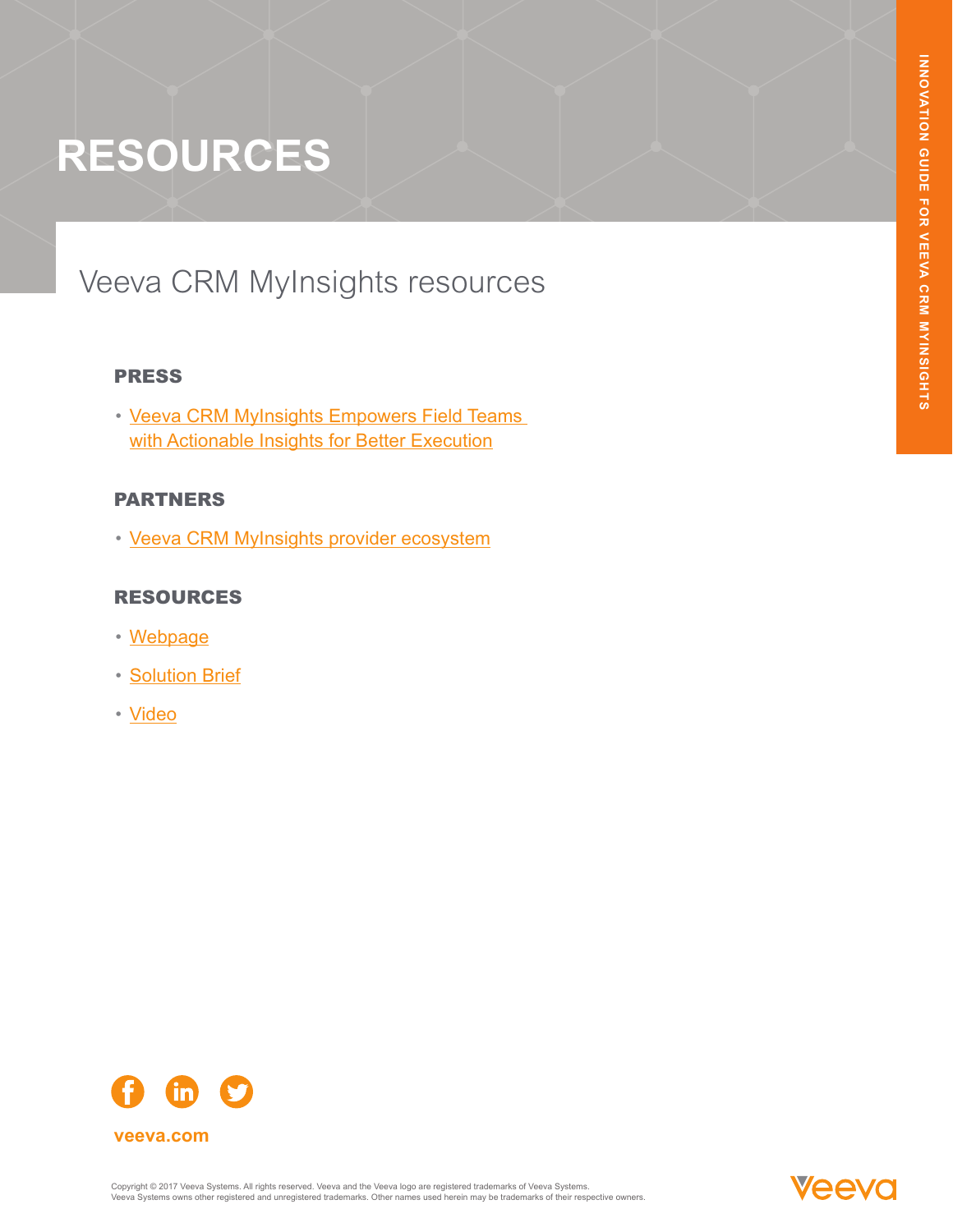# RESOURCES

## Veeva CRM MyInsights resources

### PRESS

- Veeva CRM MyInsights Empowers Field Teams with Actionable Insights for Better Execution

### PARTNERS

- Veeva CRM MyInsights provider ecosystem

### RESOURCES

- Webpage
- Solution Brief
- Video

veeva.com

Copyright © 2017 Veeva Systems. All rights reserved. Veeva and the Veeva logo are registered trademarks of Veeva Systems. Veeva Systems owns other registered and unregistered trademarks. Other names used herein may be trademarks of their respective owners.